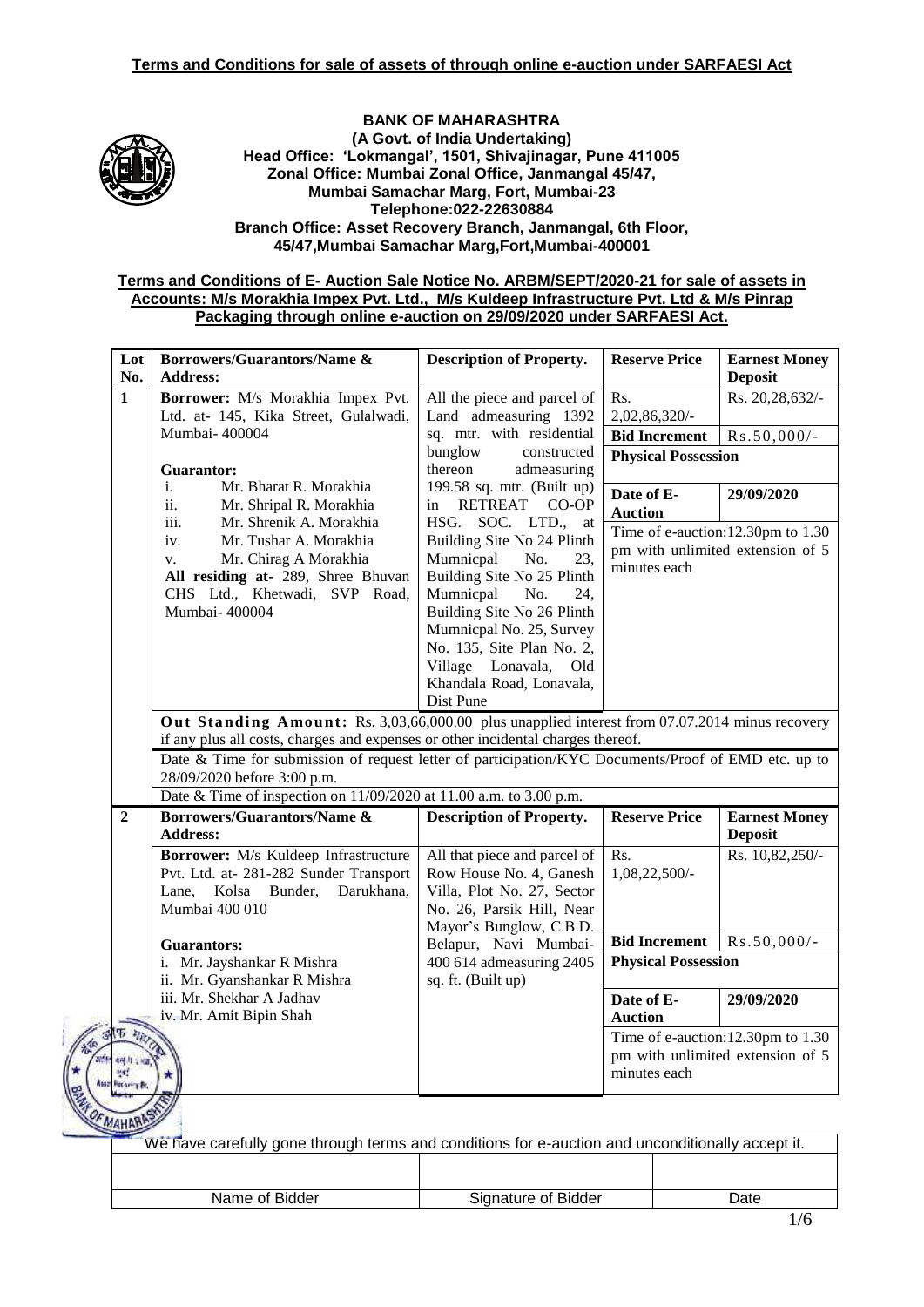**Terms and Conditions for sale of assets of through online e-auction under SARFAESI Act**

**BANK OF MAHARASHTRA**
**(A Govt. of India Undertaking)**
**Head Office: 'Lokmangal', 1501, Shivajinagar, Pune 411005**
**Zonal Office: Mumbai Zonal Office, Janmangal 45/47,**
**Mumbai Samachar Marg, Fort, Mumbai-23**
**Telephone:022-22630884**
**Branch Office: Asset Recovery Branch, Janmangal, 6th Floor,**
**45/47,Mumbai Samachar Marg,Fort,Mumbai-400001**

**Terms and Conditions of E- Auction Sale Notice No. ARBM/SEPT/2020-21 for sale of assets in Accounts: M/s Morakhia Impex Pvt. Ltd., M/s Kuldeep Infrastructure Pvt. Ltd & M/s Pinrap Packaging through online e-auction on 29/09/2020 under SARFAESI Act.**

| Lot No. | Borrowers/Guarantors/Name & Address: | Description of Property. | Reserve Price | Earnest Money Deposit |
|---|---|---|---|---|
| 1 | **Borrower:** M/s Morakhia Impex Pvt. Ltd. at- 145, Kika Street, Gulalwadi, Mumbai- 400004<br><br>**Guarantor:**<br>i. Mr. Bharat R. Morakhia<br>ii. Mr. Shripal R. Morakhia<br>iii. Mr. Shrenik A. Morakhia<br>iv. Mr. Tushar A. Morakhia<br>v. Mr. Chirag A Morakhia<br>**All residing at-** 289, Shree Bhuvan CHS Ltd., Khetwadi, SVP Road, Mumbai- 400004 | All the piece and parcel of Land admeasuring 1392 sq. mtr. with residential bunglow constructed thereon admeasuring 199.58 sq. mtr. (Built up) in RETREAT CO-OP HSG. SOC. LTD., at Building Site No 24 Plinth Mumnicpal No. 23, Building Site No 25 Plinth Mumnicpal No. 24, Building Site No 26 Plinth Mumnicpal No. 25, Survey No. 135, Site Plan No. 2, Village Lonavala, Old Khandala Road, Lonavala, Dist Pune | Rs. 2,02,86,320/- | Rs. 20,28,632/- |
| | | | **Bid Increment** | Rs.50,000/- |
| | | | **Physical Possession** | |
| | | | **Date of E-Auction** | **29/09/2020** |
| | | | Time of e-auction:12.30pm to 1.30 pm with unlimited extension of 5 minutes each | |
| | **Out Standing Amount:** Rs. 3,03,66,000.00 plus unapplied interest from 07.07.2014 minus recovery if any plus all costs, charges and expenses or other incidental charges thereof. | | | |
| | Date & Time for submission of request letter of participation/KYC Documents/Proof of EMD etc. up to 28/09/2020 before 3:00 p.m. | | | |
| | Date & Time of inspection on 11/09/2020 at 11.00 a.m. to 3.00 p.m. | | | |
| **2** | **Borrowers/Guarantors/Name & Address:** | **Description of Property.** | **Reserve Price** | **Earnest Money Deposit** |
| | **Borrower:** M/s Kuldeep Infrastructure Pvt. Ltd. at- 281-282 Sunder Transport Lane, Kolsa Bunder, Darukhana, Mumbai 400 010<br><br>**Guarantors:**<br>i. Mr. Jayshankar R Mishra<br>ii. Mr. Gyanshankar R Mishra<br>iii. Mr. Shekhar A Jadhav<br>iv. Mr. Amit Bipin Shah | All that piece and parcel of Row House No. 4, Ganesh Villa, Plot No. 27, Sector No. 26, Parsik Hill, Near Mayor's Bunglow, C.B.D. Belapur, Navi Mumbai-400 614 admeasuring 2405 sq. ft. (Built up) | Rs. 1,08,22,500/- | Rs. 10,82,250/- |
| | | | **Bid Increment** | Rs.50,000/- |
| | | | **Physical Possession** | |
| | | | **Date of E-Auction** | **29/09/2020** |
| | | | Time of e-auction:12.30pm to 1.30 pm with unlimited extension of 5 minutes each | |

| We have carefully gone through terms and conditions for e-auction and unconditionally accept it. | | |
|---|---|---|
| | | |
| Name of Bidder | Signature of Bidder | Date |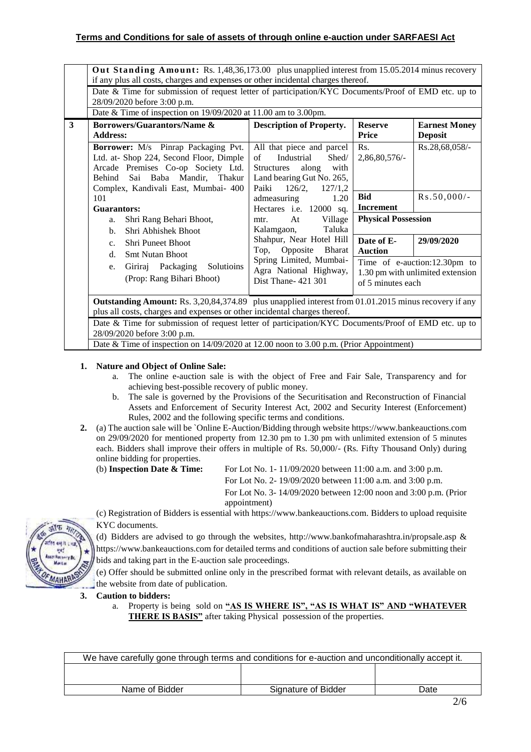**Terms and Conditions for sale of assets of through online e-auction under SARFAESI Act**

| | | | | |
|---|---|---|---|---|
| | **Out Standing Amount:** Rs. 1,48,36,173.00 plus unapplied interest from 15.05.2014 minus recovery if any plus all costs, charges and expenses or other incidental charges thereof. | | | |
| | Date & Time for submission of request letter of participation/KYC Documents/Proof of EMD etc. up to 28/09/2020 before 3:00 p.m. | | | |
| | Date & Time of inspection on 19/09/2020 at 11.00 am to 3.00pm. | | | |
| **3** | **Borrowers/Guarantors/Name & Address:** | **Description of Property.** | **Reserve Price** | **Earnest Money Deposit** |
| | **Borrower:** M/s Pinrap Packaging Pvt. Ltd. at- Shop 224, Second Floor, Dimple Arcade Premises Co-op Society Ltd. Behind Sai Baba Mandir, Thakur Complex, Kandivali East, Mumbai- 400 101<br>**Guarantors:**<br>a. Shri Rang Behari Bhoot,<br>b. Shri Abhishek Bhoot<br>c. Shri Puneet Bhoot<br>d. Smt Nutan Bhoot<br>e. Giriraj Packaging Solutioins (Prop: Rang Bihari Bhoot) | All that piece and parcel of Industrial Shed/ Structures along with Land bearing Gut No. 265, Paiki 126/2, 127/1,2 admeasuring 1.20 Hectares i.e. 12000 sq. mtr. At Village Kalamgaon, Taluka Shahpur, Near Hotel Hill Top, Opposite Bharat Spring Limited, Mumbai-Agra National Highway, Dist Thane- 421 301 | Rs. 2,86,80,576/- | Rs.28,68,058/- |
| | | | **Bid Increment** | Rs.50,000/- |
| | | | **Physical Possession** | |
| | | | **Date of E-Auction** | **29/09/2020** |
| | | | Time of e-auction:12.30pm to 1.30 pm with unlimited extension of 5 minutes each | |
| | **Outstanding Amount:** Rs. 3,20,84,374.89 plus unapplied interest from 01.01.2015 minus recovery if any plus all costs, charges and expenses or other incidental charges thereof. | | | |
| | Date & Time for submission of request letter of participation/KYC Documents/Proof of EMD etc. up to 28/09/2020 before 3:00 p.m. | | | |
| | Date & Time of inspection on 14/09/2020 at 12.00 noon to 3.00 p.m. (Prior Appointment) | | | |

1. **Nature and Object of Online Sale:**
   a. The online e-auction sale is with the object of Free and Fair Sale, Transparency and for achieving best-possible recovery of public money.
   b. The sale is governed by the Provisions of the Securitisation and Reconstruction of Financial Assets and Enforcement of Security Interest Act, 2002 and Security Interest (Enforcement) Rules, 2002 and the following specific terms and conditions.

2. (a) The auction sale will be `Online E-Auction/Bidding through website https://www.bankeauctions.com on 29/09/2020 for mentioned property from 12.30 pm to 1.30 pm with unlimited extension of 5 minutes each. Bidders shall improve their offers in multiple of Rs. 50,000/- (Rs. Fifty Thousand Only) during online bidding for properties.

   (b) **Inspection Date & Time:** For Lot No. 1- 11/09/2020 between 11:00 a.m. and 3:00 p.m.
   For Lot No. 2- 19/09/2020 between 11:00 a.m. and 3:00 p.m.
   For Lot No. 3- 14/09/2020 between 12:00 noon and 3:00 p.m. (Prior appointment)

   (c) Registration of Bidders is essential with https://www.bankeauctions.com. Bidders to upload requisite KYC documents.

   (d) Bidders are advised to go through the websites, http://www.bankofmaharashtra.in/propsale.asp & https://www.bankeauctions.com for detailed terms and conditions of auction sale before submitting their bids and taking part in the E-auction sale proceedings.

   (e) Offer should be submitted online only in the prescribed format with relevant details, as available on the website from date of publication.

3. **Caution to bidders:**
   a. Property is being sold on **"AS IS WHERE IS", "AS IS WHAT IS" AND "WHATEVER THERE IS BASIS"** after taking Physical possession of the properties.

| We have carefully gone through terms and conditions for e-auction and unconditionally accept it. | | |
|---|---|---|
| | | |
| Name of Bidder | Signature of Bidder | Date |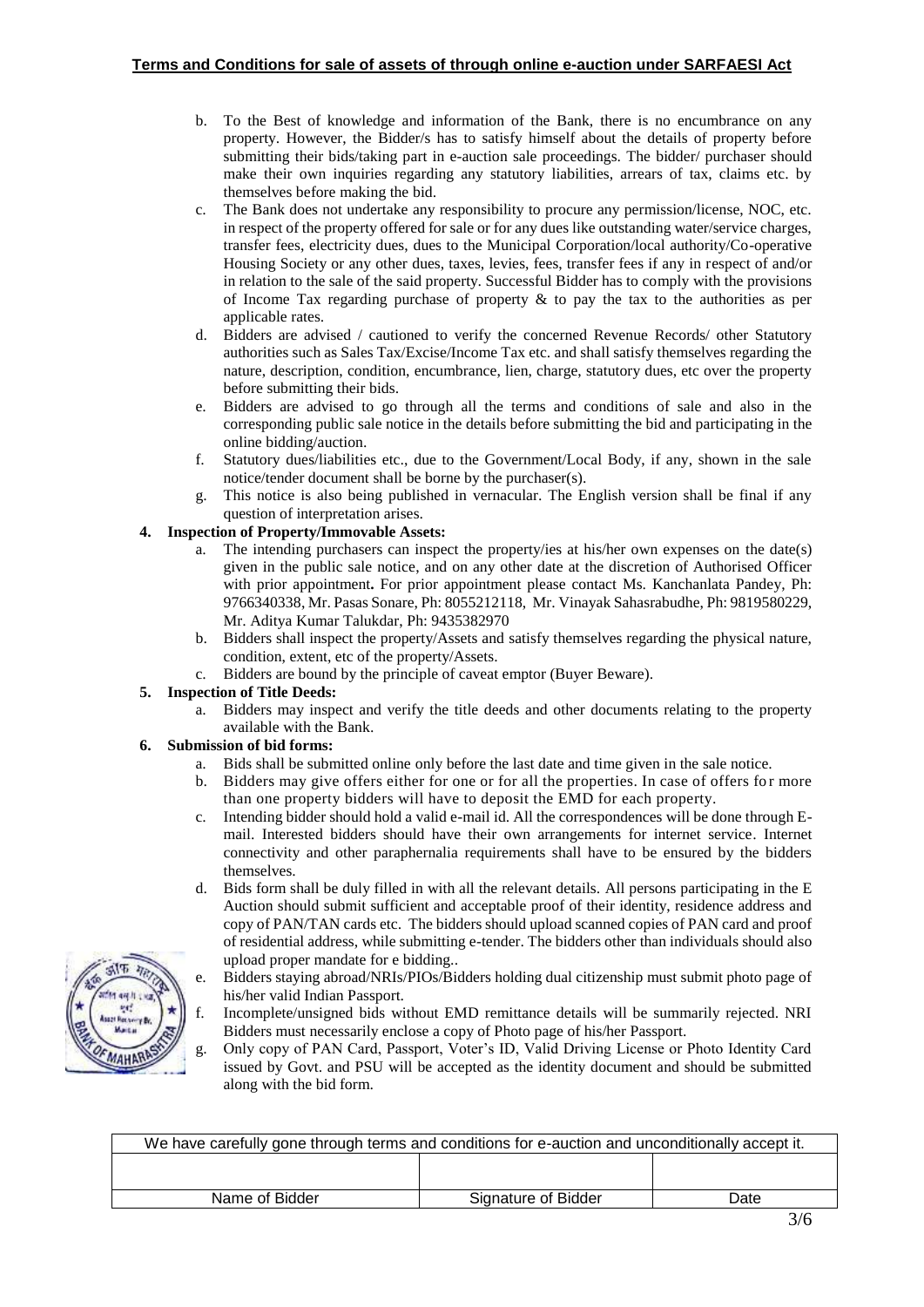**Terms and Conditions for sale of assets of through online e-auction under SARFAESI Act**

b. To the Best of knowledge and information of the Bank, there is no encumbrance on any property. However, the Bidder/s has to satisfy himself about the details of property before submitting their bids/taking part in e-auction sale proceedings. The bidder/ purchaser should make their own inquiries regarding any statutory liabilities, arrears of tax, claims etc. by themselves before making the bid.

c. The Bank does not undertake any responsibility to procure any permission/license, NOC, etc. in respect of the property offered for sale or for any dues like outstanding water/service charges, transfer fees, electricity dues, dues to the Municipal Corporation/local authority/Co-operative Housing Society or any other dues, taxes, levies, fees, transfer fees if any in respect of and/or in relation to the sale of the said property. Successful Bidder has to comply with the provisions of Income Tax regarding purchase of property & to pay the tax to the authorities as per applicable rates.

d. Bidders are advised / cautioned to verify the concerned Revenue Records/ other Statutory authorities such as Sales Tax/Excise/Income Tax etc. and shall satisfy themselves regarding the nature, description, condition, encumbrance, lien, charge, statutory dues, etc over the property before submitting their bids.

e. Bidders are advised to go through all the terms and conditions of sale and also in the corresponding public sale notice in the details before submitting the bid and participating in the online bidding/auction.

f. Statutory dues/liabilities etc., due to the Government/Local Body, if any, shown in the sale notice/tender document shall be borne by the purchaser(s).

g. This notice is also being published in vernacular. The English version shall be final if any question of interpretation arises.

**4. Inspection of Property/Immovable Assets:**

a. The intending purchasers can inspect the property/ies at his/her own expenses on the date(s) given in the public sale notice, and on any other date at the discretion of Authorised Officer with prior appointment**.** For prior appointment please contact Ms. Kanchanlata Pandey, Ph: 9766340338, Mr. Pasas Sonare, Ph: 8055212118, Mr. Vinayak Sahasrabudhe, Ph: 9819580229, Mr. Aditya Kumar Talukdar, Ph: 9435382970

b. Bidders shall inspect the property/Assets and satisfy themselves regarding the physical nature, condition, extent, etc of the property/Assets.

c. Bidders are bound by the principle of caveat emptor (Buyer Beware).

**5. Inspection of Title Deeds:**

a. Bidders may inspect and verify the title deeds and other documents relating to the property available with the Bank.

**6. Submission of bid forms:**

a. Bids shall be submitted online only before the last date and time given in the sale notice.

b. Bidders may give offers either for one or for all the properties. In case of offers for more than one property bidders will have to deposit the EMD for each property.

c. Intending bidder should hold a valid e-mail id. All the correspondences will be done through E-mail. Interested bidders should have their own arrangements for internet service. Internet connectivity and other paraphernalia requirements shall have to be ensured by the bidders themselves.

d. Bids form shall be duly filled in with all the relevant details. All persons participating in the E Auction should submit sufficient and acceptable proof of their identity, residence address and copy of PAN/TAN cards etc. The bidders should upload scanned copies of PAN card and proof of residential address, while submitting e-tender. The bidders other than individuals should also upload proper mandate for e bidding..

e. Bidders staying abroad/NRIs/PIOs/Bidders holding dual citizenship must submit photo page of his/her valid Indian Passport.

f. Incomplete/unsigned bids without EMD remittance details will be summarily rejected. NRI Bidders must necessarily enclose a copy of Photo page of his/her Passport.

g. Only copy of PAN Card, Passport, Voter's ID, Valid Driving License or Photo Identity Card issued by Govt. and PSU will be accepted as the identity document and should be submitted along with the bid form.

| We have carefully gone through terms and conditions for e-auction and unconditionally accept it. | | |
|---|---|---|
| | | |
| Name of Bidder | Signature of Bidder | Date |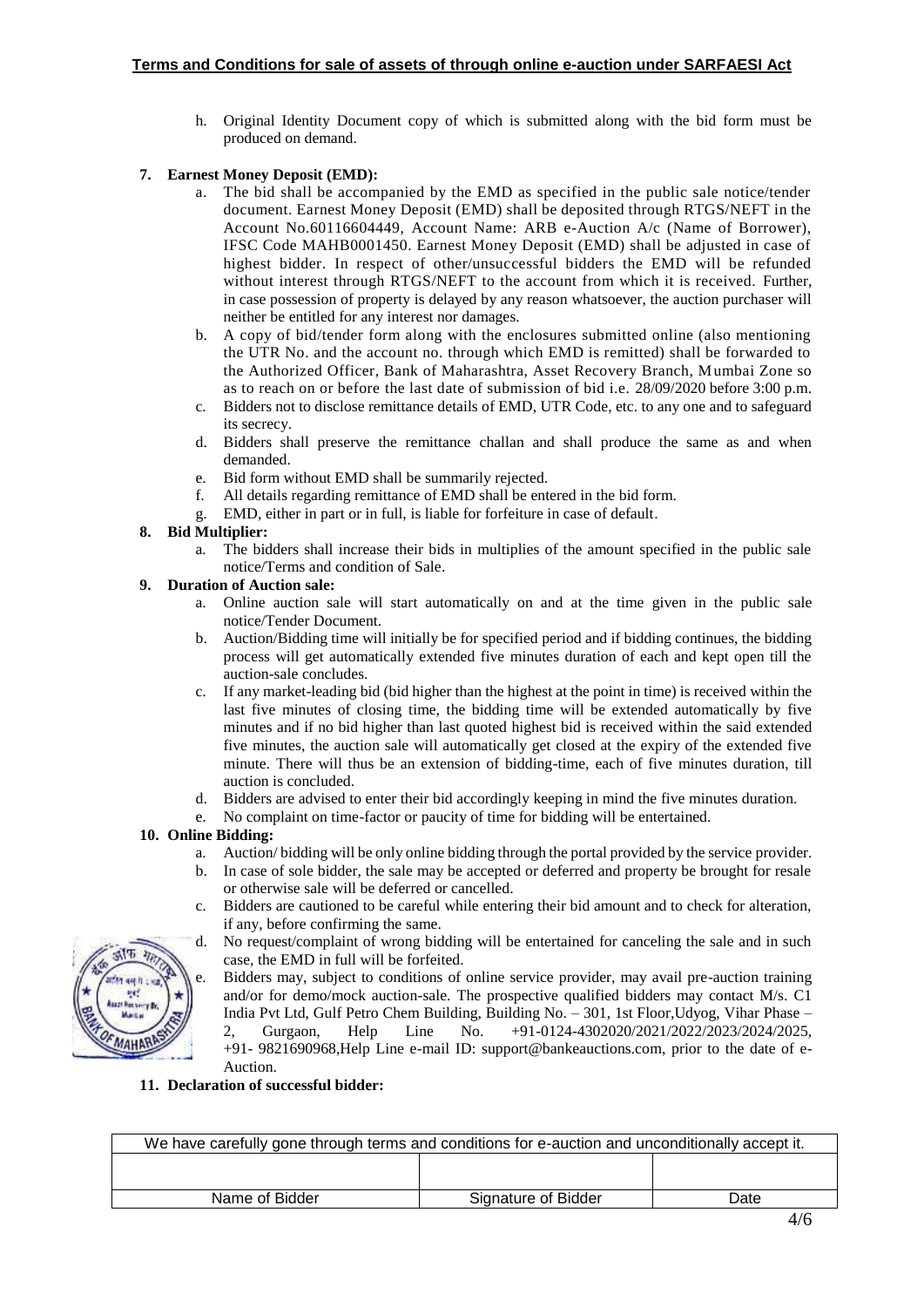**Terms and Conditions for sale of assets of through online e-auction under SARFAESI Act**

h. Original Identity Document copy of which is submitted along with the bid form must be produced on demand.

**7. Earnest Money Deposit (EMD):**

a. The bid shall be accompanied by the EMD as specified in the public sale notice/tender document. Earnest Money Deposit (EMD) shall be deposited through RTGS/NEFT in the Account No.60116604449, Account Name: ARB e-Auction A/c (Name of Borrower), IFSC Code MAHB0001450. Earnest Money Deposit (EMD) shall be adjusted in case of highest bidder. In respect of other/unsuccessful bidders the EMD will be refunded without interest through RTGS/NEFT to the account from which it is received. Further, in case possession of property is delayed by any reason whatsoever, the auction purchaser will neither be entitled for any interest nor damages.

b. A copy of bid/tender form along with the enclosures submitted online (also mentioning the UTR No. and the account no. through which EMD is remitted) shall be forwarded to the Authorized Officer, Bank of Maharashtra, Asset Recovery Branch, Mumbai Zone so as to reach on or before the last date of submission of bid i.e. 28/09/2020 before 3:00 p.m.

c. Bidders not to disclose remittance details of EMD, UTR Code, etc. to any one and to safeguard its secrecy.

d. Bidders shall preserve the remittance challan and shall produce the same as and when demanded.

e. Bid form without EMD shall be summarily rejected.

f. All details regarding remittance of EMD shall be entered in the bid form.

g. EMD, either in part or in full, is liable for forfeiture in case of default.

**8. Bid Multiplier:**

a. The bidders shall increase their bids in multiples of the amount specified in the public sale notice/Terms and condition of Sale.

**9. Duration of Auction sale:**

a. Online auction sale will start automatically on and at the time given in the public sale notice/Tender Document.

b. Auction/Bidding time will initially be for specified period and if bidding continues, the bidding process will get automatically extended five minutes duration of each and kept open till the auction-sale concludes.

c. If any market-leading bid (bid higher than the highest at the point in time) is received within the last five minutes of closing time, the bidding time will be extended automatically by five minutes and if no bid higher than last quoted highest bid is received within the said extended five minutes, the auction sale will automatically get closed at the expiry of the extended five minute. There will thus be an extension of bidding-time, each of five minutes duration, till auction is concluded.

d. Bidders are advised to enter their bid accordingly keeping in mind the five minutes duration.

e. No complaint on time-factor or paucity of time for bidding will be entertained.

**10. Online Bidding:**

a. Auction/ bidding will be only online bidding through the portal provided by the service provider.

b. In case of sole bidder, the sale may be accepted or deferred and property be brought for resale or otherwise sale will be deferred or cancelled.

c. Bidders are cautioned to be careful while entering their bid amount and to check for alteration, if any, before confirming the same.

d. No request/complaint of wrong bidding will be entertained for canceling the sale and in such case, the EMD in full will be forfeited.

e. Bidders may, subject to conditions of online service provider, may avail pre-auction training and/or for demo/mock auction-sale. The prospective qualified bidders may contact M/s. C1 India Pvt Ltd, Gulf Petro Chem Building, Building No. – 301, 1st Floor,Udyog, Vihar Phase – 2, Gurgaon, Help Line No. +91-0124-4302020/2021/2022/2023/2024/2025, +91- 9821690968,Help Line e-mail ID: support@bankeauctions.com, prior to the date of e-Auction.

**11. Declaration of successful bidder:**

| We have carefully gone through terms and conditions for e-auction and unconditionally accept it. | | |
|---|---|---|
| | | |
| Name of Bidder | Signature of Bidder | Date |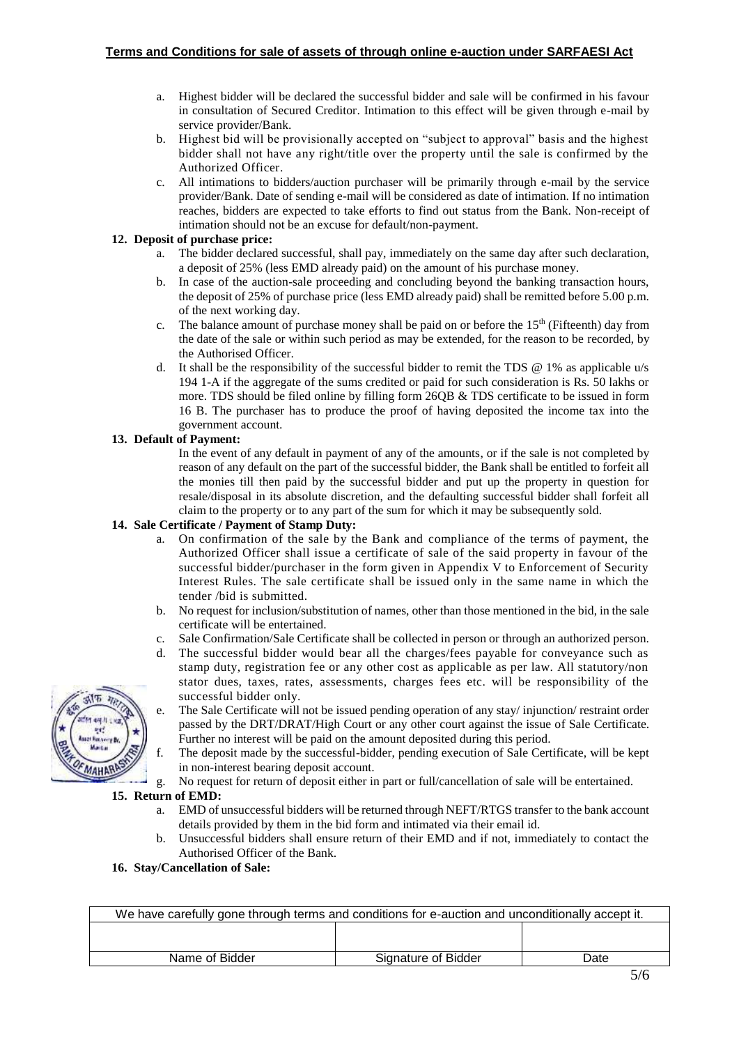**Terms and Conditions for sale of assets of through online e-auction under SARFAESI Act**

a. Highest bidder will be declared the successful bidder and sale will be confirmed in his favour in consultation of Secured Creditor. Intimation to this effect will be given through e-mail by service provider/Bank.

b. Highest bid will be provisionally accepted on "subject to approval" basis and the highest bidder shall not have any right/title over the property until the sale is confirmed by the Authorized Officer.

c. All intimations to bidders/auction purchaser will be primarily through e-mail by the service provider/Bank. Date of sending e-mail will be considered as date of intimation. If no intimation reaches, bidders are expected to take efforts to find out status from the Bank. Non-receipt of intimation should not be an excuse for default/non-payment.

**12. Deposit of purchase price:**

a. The bidder declared successful, shall pay, immediately on the same day after such declaration, a deposit of 25% (less EMD already paid) on the amount of his purchase money.

b. In case of the auction-sale proceeding and concluding beyond the banking transaction hours, the deposit of 25% of purchase price (less EMD already paid) shall be remitted before 5.00 p.m. of the next working day.

c. The balance amount of purchase money shall be paid on or before the 15th (Fifteenth) day from the date of the sale or within such period as may be extended, for the reason to be recorded, by the Authorised Officer.

d. It shall be the responsibility of the successful bidder to remit the TDS @ 1% as applicable u/s 194 1-A if the aggregate of the sums credited or paid for such consideration is Rs. 50 lakhs or more. TDS should be filed online by filling form 26QB & TDS certificate to be issued in form 16 B. The purchaser has to produce the proof of having deposited the income tax into the government account.

**13. Default of Payment:**

In the event of any default in payment of any of the amounts, or if the sale is not completed by reason of any default on the part of the successful bidder, the Bank shall be entitled to forfeit all the monies till then paid by the successful bidder and put up the property in question for resale/disposal in its absolute discretion, and the defaulting successful bidder shall forfeit all claim to the property or to any part of the sum for which it may be subsequently sold.

**14. Sale Certificate / Payment of Stamp Duty:**

a. On confirmation of the sale by the Bank and compliance of the terms of payment, the Authorized Officer shall issue a certificate of sale of the said property in favour of the successful bidder/purchaser in the form given in Appendix V to Enforcement of Security Interest Rules. The sale certificate shall be issued only in the same name in which the tender /bid is submitted.

b. No request for inclusion/substitution of names, other than those mentioned in the bid, in the sale certificate will be entertained.

c. Sale Confirmation/Sale Certificate shall be collected in person or through an authorized person.

d. The successful bidder would bear all the charges/fees payable for conveyance such as stamp duty, registration fee or any other cost as applicable as per law. All statutory/non stator dues, taxes, rates, assessments, charges fees etc. will be responsibility of the successful bidder only.

e. The Sale Certificate will not be issued pending operation of any stay/ injunction/ restraint order passed by the DRT/DRAT/High Court or any other court against the issue of Sale Certificate. Further no interest will be paid on the amount deposited during this period.

f. The deposit made by the successful-bidder, pending execution of Sale Certificate, will be kept in non-interest bearing deposit account.

g. No request for return of deposit either in part or full/cancellation of sale will be entertained.

**15. Return of EMD:**

a. EMD of unsuccessful bidders will be returned through NEFT/RTGS transfer to the bank account details provided by them in the bid form and intimated via their email id.

b. Unsuccessful bidders shall ensure return of their EMD and if not, immediately to contact the Authorised Officer of the Bank.

**16. Stay/Cancellation of Sale:**

| We have carefully gone through terms and conditions for e-auction and unconditionally accept it. | | |
|---|---|---|
| | | |
| Name of Bidder | Signature of Bidder | Date |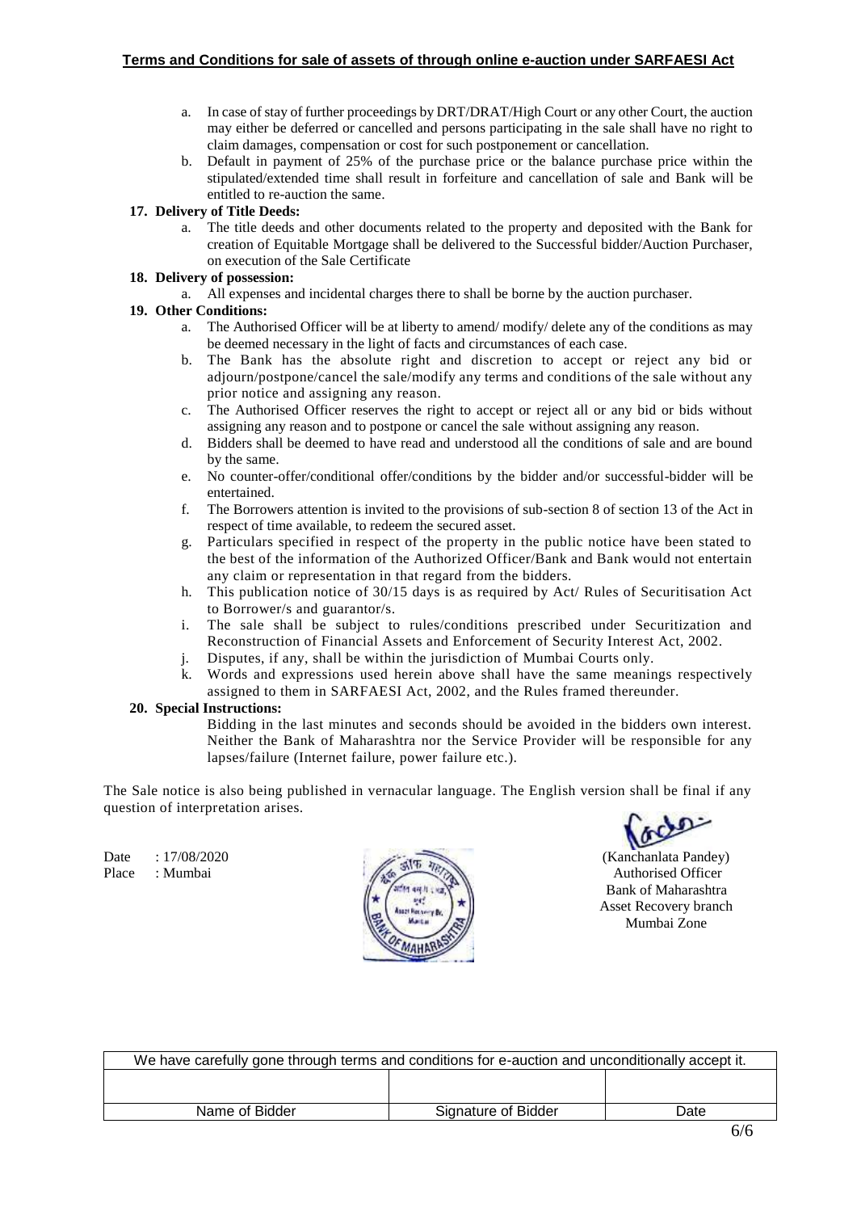**Terms and Conditions for sale of assets of through online e-auction under SARFAESI Act**

a. In case of stay of further proceedings by DRT/DRAT/High Court or any other Court, the auction may either be deferred or cancelled and persons participating in the sale shall have no right to claim damages, compensation or cost for such postponement or cancellation.

b. Default in payment of 25% of the purchase price or the balance purchase price within the stipulated/extended time shall result in forfeiture and cancellation of sale and Bank will be entitled to re-auction the same.

**17. Delivery of Title Deeds:**

a. The title deeds and other documents related to the property and deposited with the Bank for creation of Equitable Mortgage shall be delivered to the Successful bidder/Auction Purchaser, on execution of the Sale Certificate

**18. Delivery of possession:**

a. All expenses and incidental charges there to shall be borne by the auction purchaser.

**19. Other Conditions:**

a. The Authorised Officer will be at liberty to amend/ modify/ delete any of the conditions as may be deemed necessary in the light of facts and circumstances of each case.

b. The Bank has the absolute right and discretion to accept or reject any bid or adjourn/postpone/cancel the sale/modify any terms and conditions of the sale without any prior notice and assigning any reason.

c. The Authorised Officer reserves the right to accept or reject all or any bid or bids without assigning any reason and to postpone or cancel the sale without assigning any reason.

d. Bidders shall be deemed to have read and understood all the conditions of sale and are bound by the same.

e. No counter-offer/conditional offer/conditions by the bidder and/or successful-bidder will be entertained.

f. The Borrowers attention is invited to the provisions of sub-section 8 of section 13 of the Act in respect of time available, to redeem the secured asset.

g. Particulars specified in respect of the property in the public notice have been stated to the best of the information of the Authorized Officer/Bank and Bank would not entertain any claim or representation in that regard from the bidders.

h. This publication notice of 30/15 days is as required by Act/ Rules of Securitisation Act to Borrower/s and guarantor/s.

i. The sale shall be subject to rules/conditions prescribed under Securitization and Reconstruction of Financial Assets and Enforcement of Security Interest Act, 2002.

j. Disputes, if any, shall be within the jurisdiction of Mumbai Courts only.

k. Words and expressions used herein above shall have the same meanings respectively assigned to them in SARFAESI Act, 2002, and the Rules framed thereunder.

**20. Special Instructions:**

Bidding in the last minutes and seconds should be avoided in the bidders own interest. Neither the Bank of Maharashtra nor the Service Provider will be responsible for any lapses/failure (Internet failure, power failure etc.).

The Sale notice is also being published in vernacular language. The English version shall be final if any question of interpretation arises.

Date : 17/08/2020
Place : Mumbai

(Kanchanlata Pandey)
Authorised Officer
Bank of Maharashtra
Asset Recovery branch
Mumbai Zone

| We have carefully gone through terms and conditions for e-auction and unconditionally accept it. | | |
|---|---|---|
| | | |
| Name of Bidder | Signature of Bidder | Date |